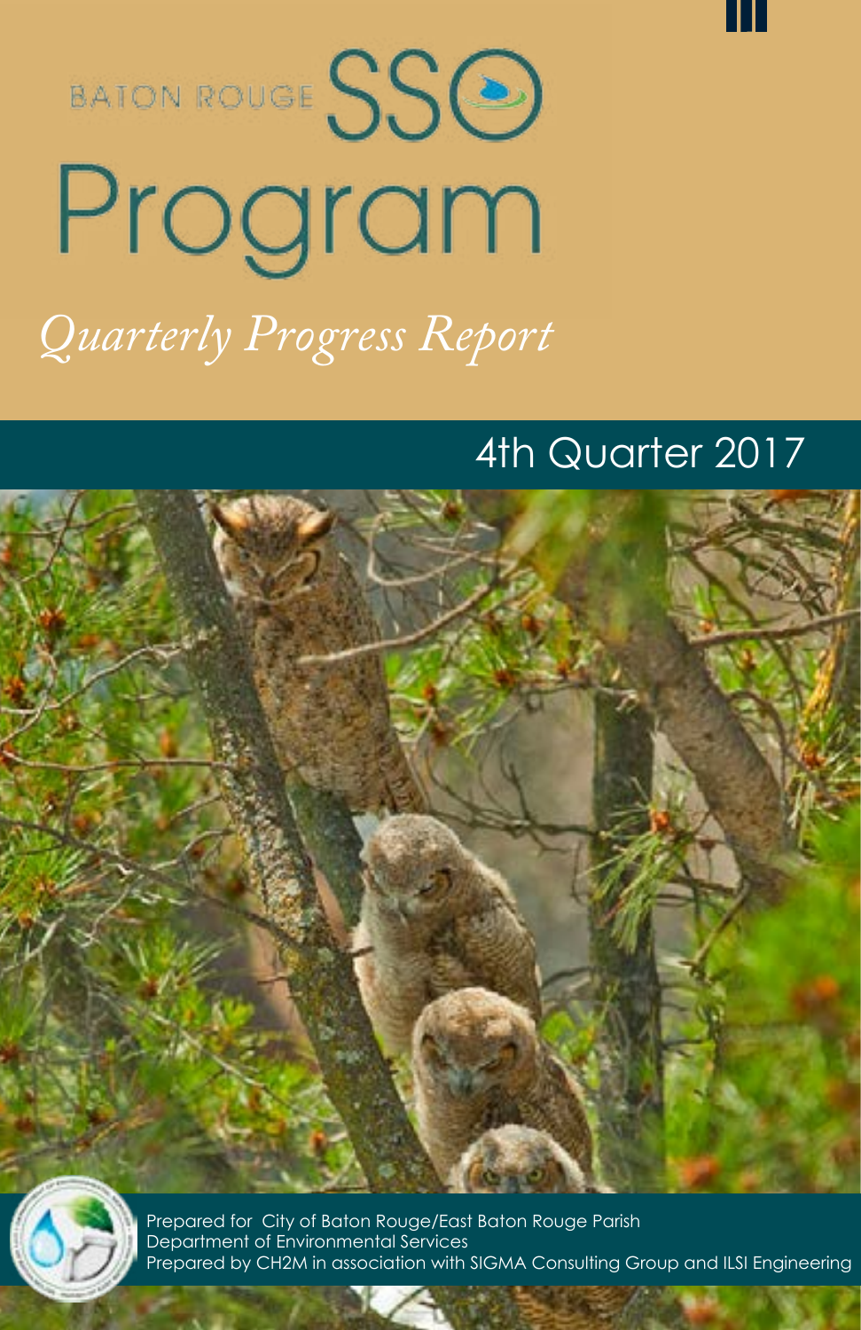BATON ROUGE SSO

# Program

*Quarterly Progress Report*

## 4th Quarter 2017

Prepared for City of Baton Rouge/East Baton Rouge Parish
Department of Environmental Services
Prepared by CH2M in association with SIGMA Consulting Group and ILSI Engineering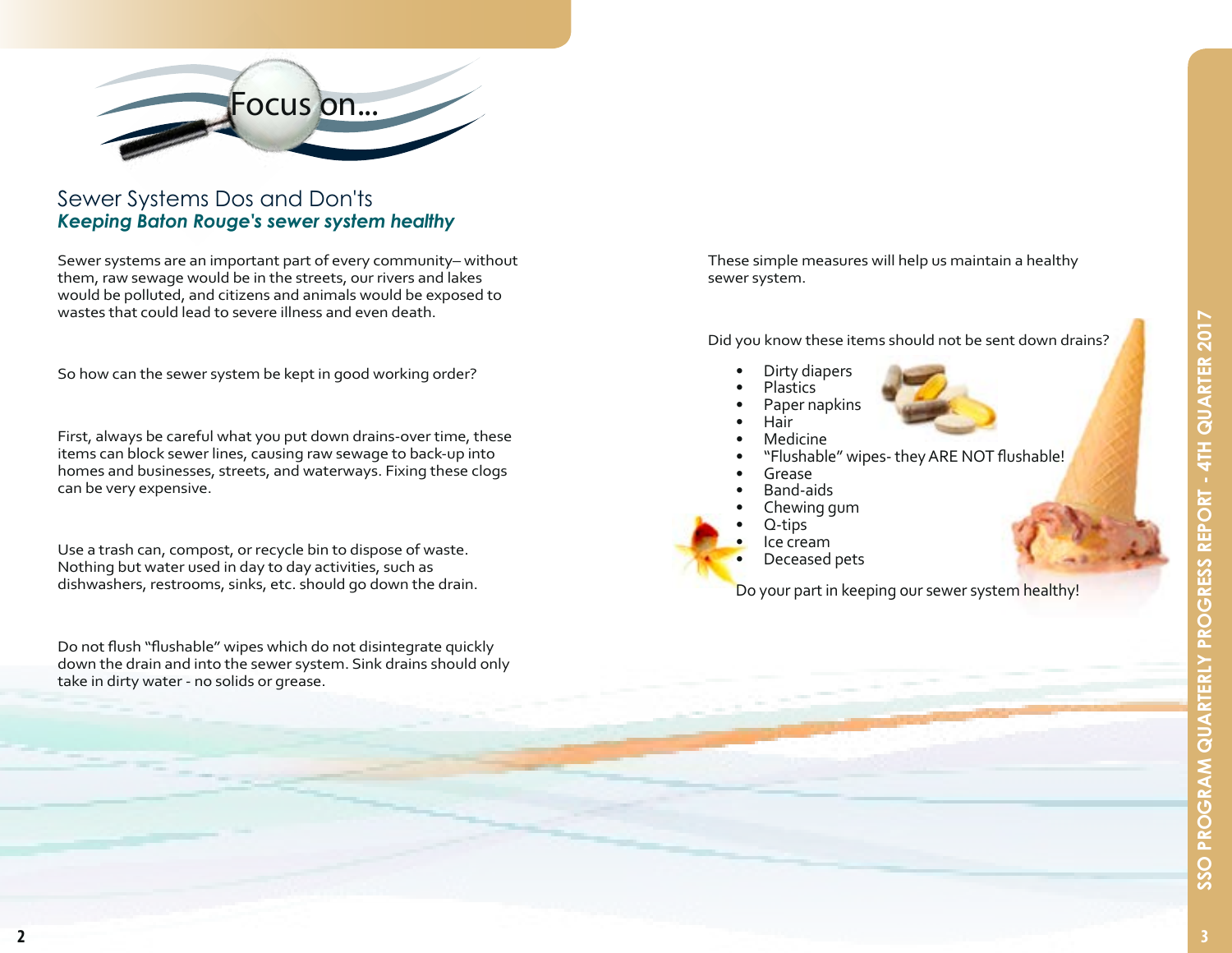# Focus on...

## Sewer Systems Dos and Don'ts

***Keeping Baton Rouge's sewer system healthy***

Sewer systems are an important part of every community– without them, raw sewage would be in the streets, our rivers and lakes would be polluted, and citizens and animals would be exposed to wastes that could lead to severe illness and even death.

So how can the sewer system be kept in good working order?

First, always be careful what you put down drains-over time, these items can block sewer lines, causing raw sewage to back-up into homes and businesses, streets, and waterways. Fixing these clogs can be very expensive.

Use a trash can, compost, or recycle bin to dispose of waste. Nothing but water used in day to day activities, such as dishwashers, restrooms, sinks, etc. should go down the drain.

Do not flush "flushable" wipes which do not disintegrate quickly down the drain and into the sewer system. Sink drains should only take in dirty water - no solids or grease.

These simple measures will help us maintain a healthy sewer system.

Did you know these items should not be sent down drains?

- Dirty diapers
- Plastics
- Paper napkins
- Hair
- Medicine
- "Flushable" wipes- they ARE NOT flushable!
- Grease
- Band-aids
- Chewing gum
- Q-tips
- Ice cream
- Deceased pets

Do your part in keeping our sewer system healthy!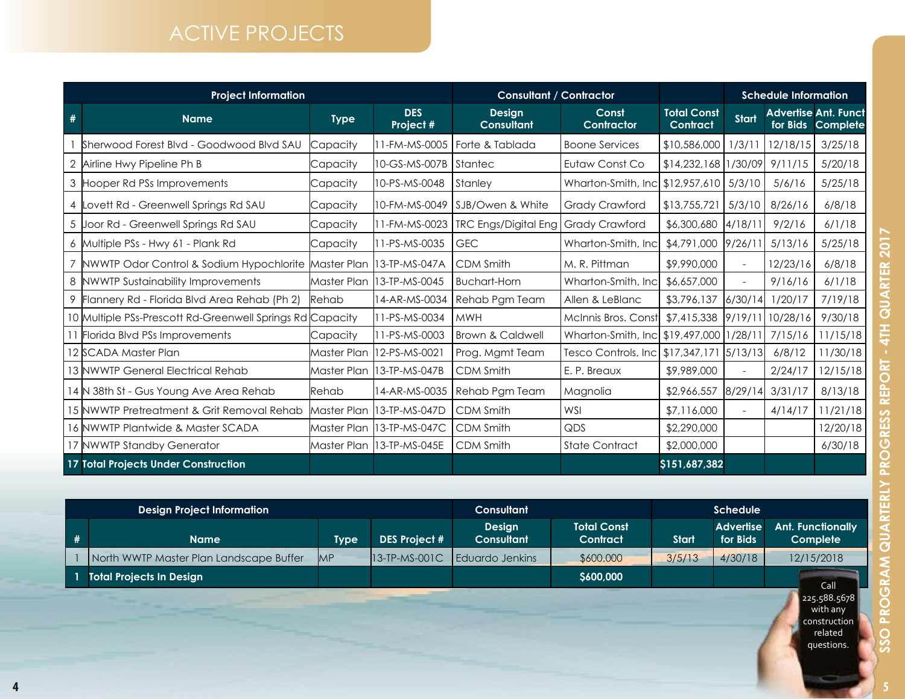# ACTIVE PROJECTS

| Project Information | | | | Consultant / Contractor | | | Schedule Information | | |
|---|---|---|---|---|---|---|---|---|---|
| # | Name | Type | DES Project # | Design Consultant | Const Contractor | Total Const Contract | Start | Advertise for Bids | Ant. Funct Complete |
| 1 | Sherwood Forest Blvd - Goodwood Blvd SAU | Capacity | 11-FM-MS-0005 | Forte & Tablada | Boone Services | $10,586,000 | 1/3/11 | 12/18/15 | 3/25/18 |
| 2 | Airline Hwy Pipeline Ph B | Capacity | 10-GS-MS-007B | Stantec | Eutaw Const Co | $14,232,168 | 1/30/09 | 9/11/15 | 5/20/18 |
| 3 | Hooper Rd PSs Improvements | Capacity | 10-PS-MS-0048 | Stanley | Wharton-Smith, Inc | $12,957,610 | 5/3/10 | 5/6/16 | 5/25/18 |
| 4 | Lovett Rd - Greenwell Springs Rd SAU | Capacity | 10-FM-MS-0049 | SJB/Owen & White | Grady Crawford | $13,755,721 | 5/3/10 | 8/26/16 | 6/8/18 |
| 5 | Joor Rd - Greenwell Springs Rd SAU | Capacity | 11-FM-MS-0023 | TRC Engs/Digital Eng | Grady Crawford | $6,300,680 | 4/18/11 | 9/2/16 | 6/1/18 |
| 6 | Multiple PSs - Hwy 61 - Plank Rd | Capacity | 11-PS-MS-0035 | GEC | Wharton-Smith, Inc | $4,791,000 | 9/26/11 | 5/13/16 | 5/25/18 |
| 7 | NWWTP Odor Control & Sodium Hypochlorite | Master Plan | 13-TP-MS-047A | CDM Smith | M. R. Pittman | $9,990,000 | - | 12/23/16 | 6/8/18 |
| 8 | NWWTP Sustainability Improvements | Master Plan | 13-TP-MS-0045 | Buchart-Horn | Wharton-Smith, Inc | $6,657,000 | - | 9/16/16 | 6/1/18 |
| 9 | Flannery Rd - Florida Blvd Area Rehab (Ph 2) | Rehab | 14-AR-MS-0034 | Rehab Pgm Team | Allen & LeBlanc | $3,796,137 | 6/30/14 | 1/20/17 | 7/19/18 |
| 10 | Multiple PSs-Prescott Rd-Greenwell Springs Rd | Capacity | 11-PS-MS-0034 | MWH | McInnis Bros. Const | $7,415,338 | 9/19/11 | 10/28/16 | 9/30/18 |
| 11 | Florida Blvd PSs Improvements | Capacity | 11-PS-MS-0003 | Brown & Caldwell | Wharton-Smith, Inc | $19,497,000 | 1/28/11 | 7/15/16 | 11/15/18 |
| 12 | SCADA Master Plan | Master Plan | 12-PS-MS-0021 | Prog. Mgmt Team | Tesco Controls, Inc | $17,347,171 | 5/13/13 | 6/8/12 | 11/30/18 |
| 13 | NWWTP General Electrical Rehab | Master Plan | 13-TP-MS-047B | CDM Smith | E. P. Breaux | $9,989,000 | - | 2/24/17 | 12/15/18 |
| 14 | N 38th St - Gus Young Ave Area Rehab | Rehab | 14-AR-MS-0035 | Rehab Pgm Team | Magnolia | $2,966,557 | 8/29/14 | 3/31/17 | 8/13/18 |
| 15 | NWWTP Pretreatment & Grit Removal Rehab | Master Plan | 13-TP-MS-047D | CDM Smith | WSI | $7,116,000 | - | 4/14/17 | 11/21/18 |
| 16 | NWWTP Plantwide & Master SCADA | Master Plan | 13-TP-MS-047C | CDM Smith | QDS | $2,290,000 | | | 12/20/18 |
| 17 | NWWTP Standby Generator | Master Plan | 13-TP-MS-045E | CDM Smith | State Contract | $2,000,000 | | | 6/30/18 |
| **17** | **Total Projects Under Construction** | | | | | **$151,687,382** | | | |

| Design Project Information | | | | Consultant | | Schedule | | |
|---|---|---|---|---|---|---|---|---|
| # | Name | Type | DES Project # | Design Consultant | Total Const Contract | Start | Advertise for Bids | Ant. Functionally Complete |
| 1 | North WWTP Master Plan Landscape Buffer | MP | 13-TP-MS-001C | Eduardo Jenkins | $600,000 | 3/5/13 | 4/30/18 | 12/15/2018 |
| **1** | **Total Projects In Design** | | | | **$600,000** | | | |

Call 225.588.5678 with any construction related questions.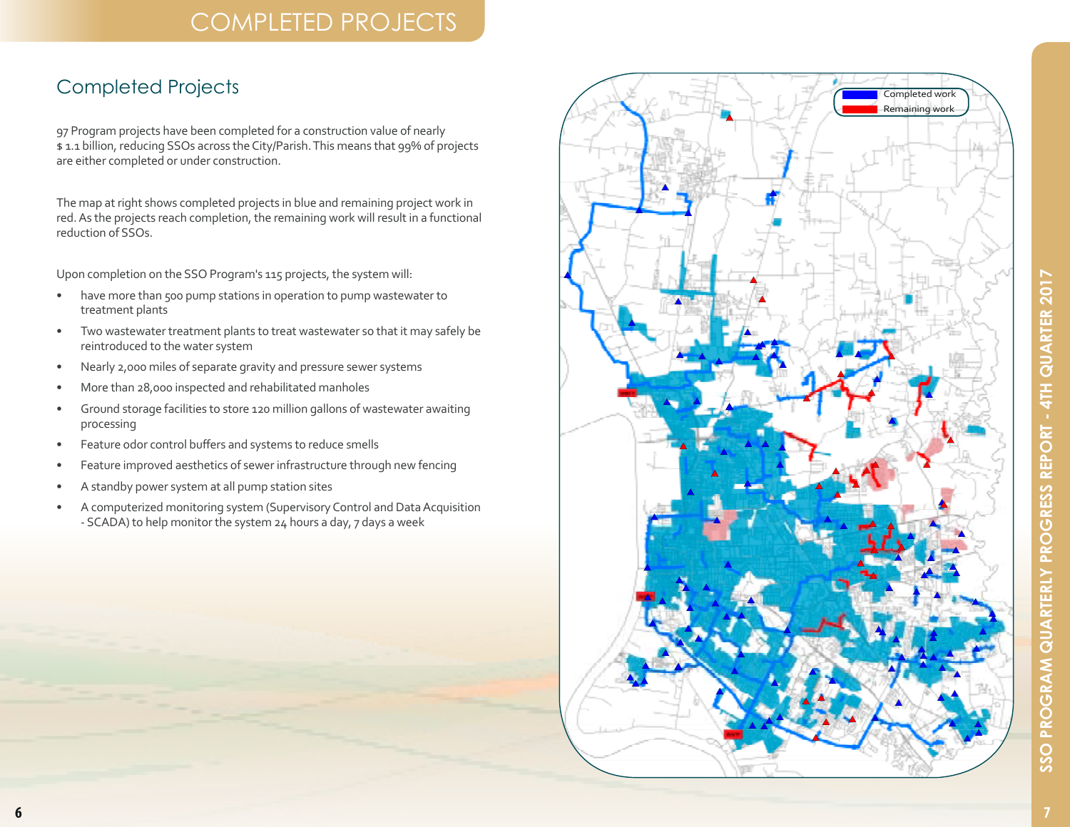## Completed Projects

97 Program projects have been completed for a construction value of nearly $ 1.1 billion, reducing SSOs across the City/Parish. This means that 99% of projects are either completed or under construction.

The map at right shows completed projects in blue and remaining project work in red. As the projects reach completion, the remaining work will result in a functional reduction of SSOs.

Upon completion on the SSO Program's 115 projects, the system will:

- have more than 500 pump stations in operation to pump wastewater to treatment plants
- Two wastewater treatment plants to treat wastewater so that it may safely be reintroduced to the water system
- Nearly 2,000 miles of separate gravity and pressure sewer systems
- More than 28,000 inspected and rehabilitated manholes
- Ground storage facilities to store 120 million gallons of wastewater awaiting processing
- Feature odor control buffers and systems to reduce smells
- Feature improved aesthetics of sewer infrastructure through new fencing
- A standby power system at all pump station sites
- A computerized monitoring system (Supervisory Control and Data Acquisition - SCADA) to help monitor the system 24 hours a day, 7 days a week

Completed work
Remaining work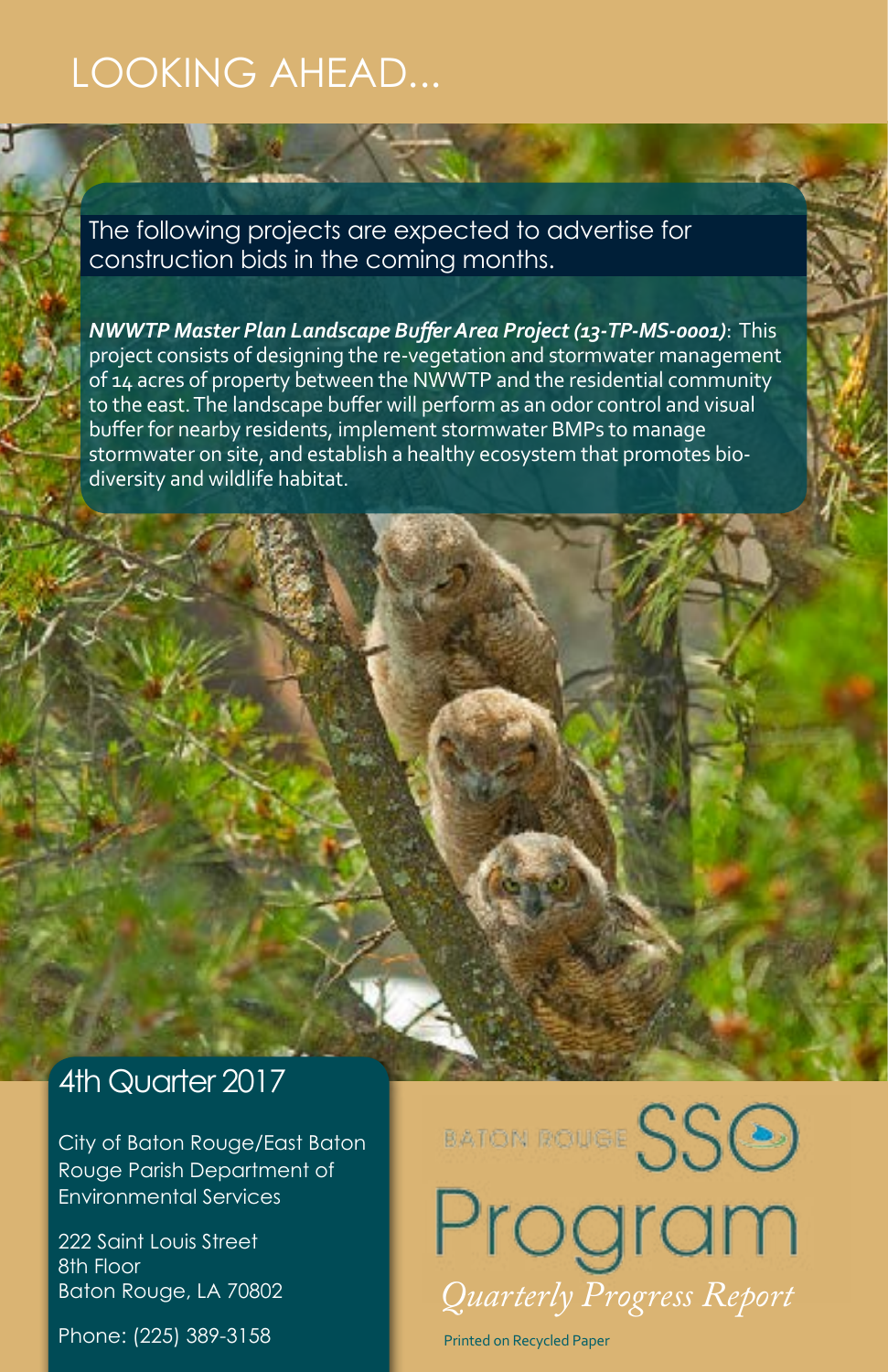# LOOKING AHEAD...

The following projects are expected to advertise for construction bids in the coming months.

***NWWTP Master Plan Landscape Buffer Area Project (13-TP-MS-0001)***: This project consists of designing the re-vegetation and stormwater management of 14 acres of property between the NWWTP and the residential community to the east. The landscape buffer will perform as an odor control and visual buffer for nearby residents, implement stormwater BMPs to manage stormwater on site, and establish a healthy ecosystem that promotes bio-diversity and wildlife habitat.

## 4th Quarter 2017

City of Baton Rouge/East Baton Rouge Parish Department of Environmental Services

222 Saint Louis Street
8th Floor
Baton Rouge, LA 70802

Phone: (225) 389-3158

BATON ROUGE SSO Program

*Quarterly Progress Report*

Printed on Recycled Paper